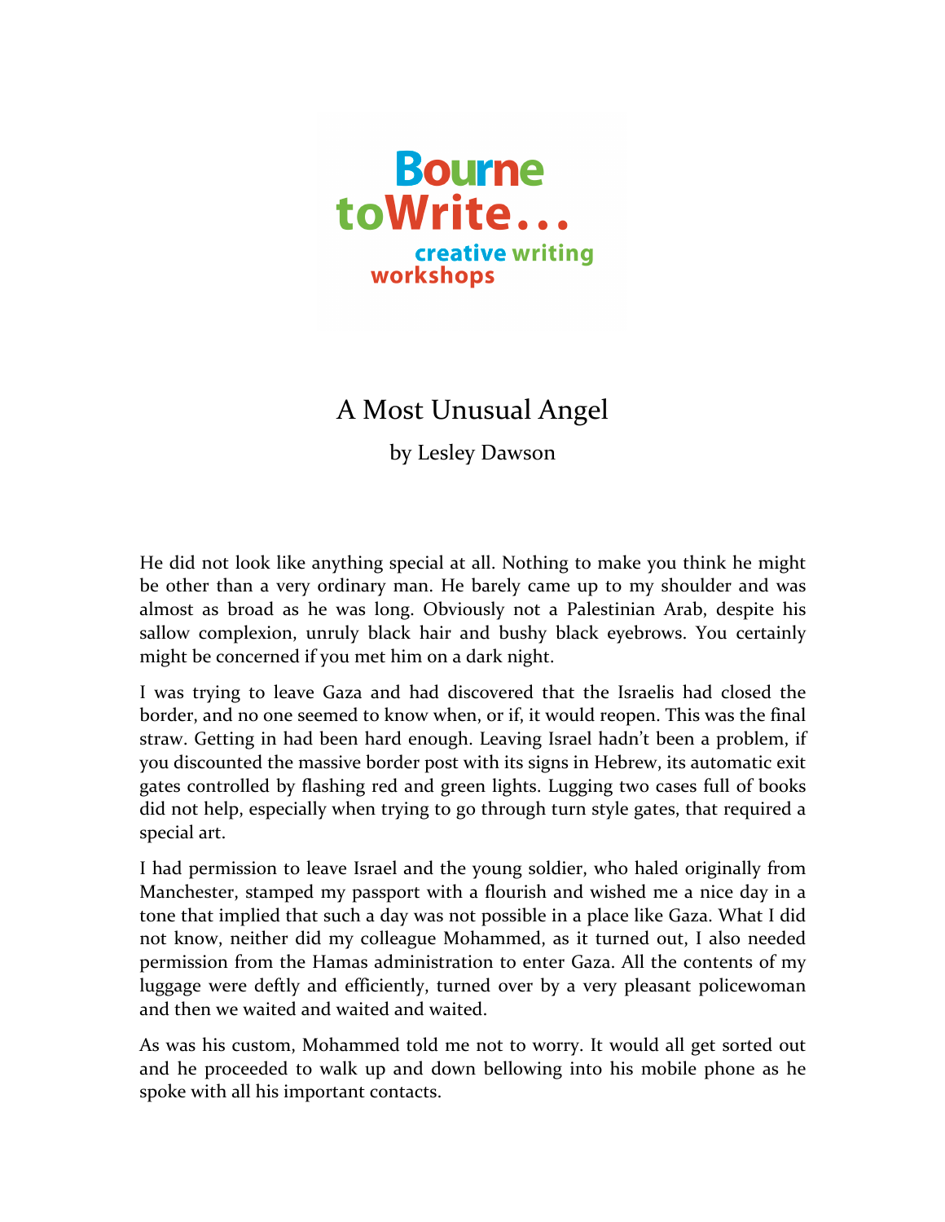Bourne toWrite... creative writing workshops

# A Most Unusual Angel

by Lesley Dawson

He did not look like anything special at all. Nothing to make you think he might be other than a very ordinary man. He barely came up to my shoulder and was almost as broad as he was long. Obviously not a Palestinian Arab, despite his sallow complexion, unruly black hair and bushy black eyebrows. You certainly might be concerned if you met him on a dark night.

I was trying to leave Gaza and had discovered that the Israelis had closed the border, and no one seemed to know when, or if, it would reopen. This was the final straw. Getting in had been hard enough. Leaving Israel hadn't been a problem, if you discounted the massive border post with its signs in Hebrew, its automatic exit gates controlled by flashing red and green lights. Lugging two cases full of books did not help, especially when trying to go through turn style gates, that required a special art.

I had permission to leave Israel and the young soldier, who haled originally from Manchester, stamped my passport with a flourish and wished me a nice day in a tone that implied that such a day was not possible in a place like Gaza. What I did not know, neither did my colleague Mohammed, as it turned out, I also needed permission from the Hamas administration to enter Gaza. All the contents of my luggage were deftly and efficiently, turned over by a very pleasant policewoman and then we waited and waited and waited.

As was his custom, Mohammed told me not to worry. It would all get sorted out and he proceeded to walk up and down bellowing into his mobile phone as he spoke with all his important contacts.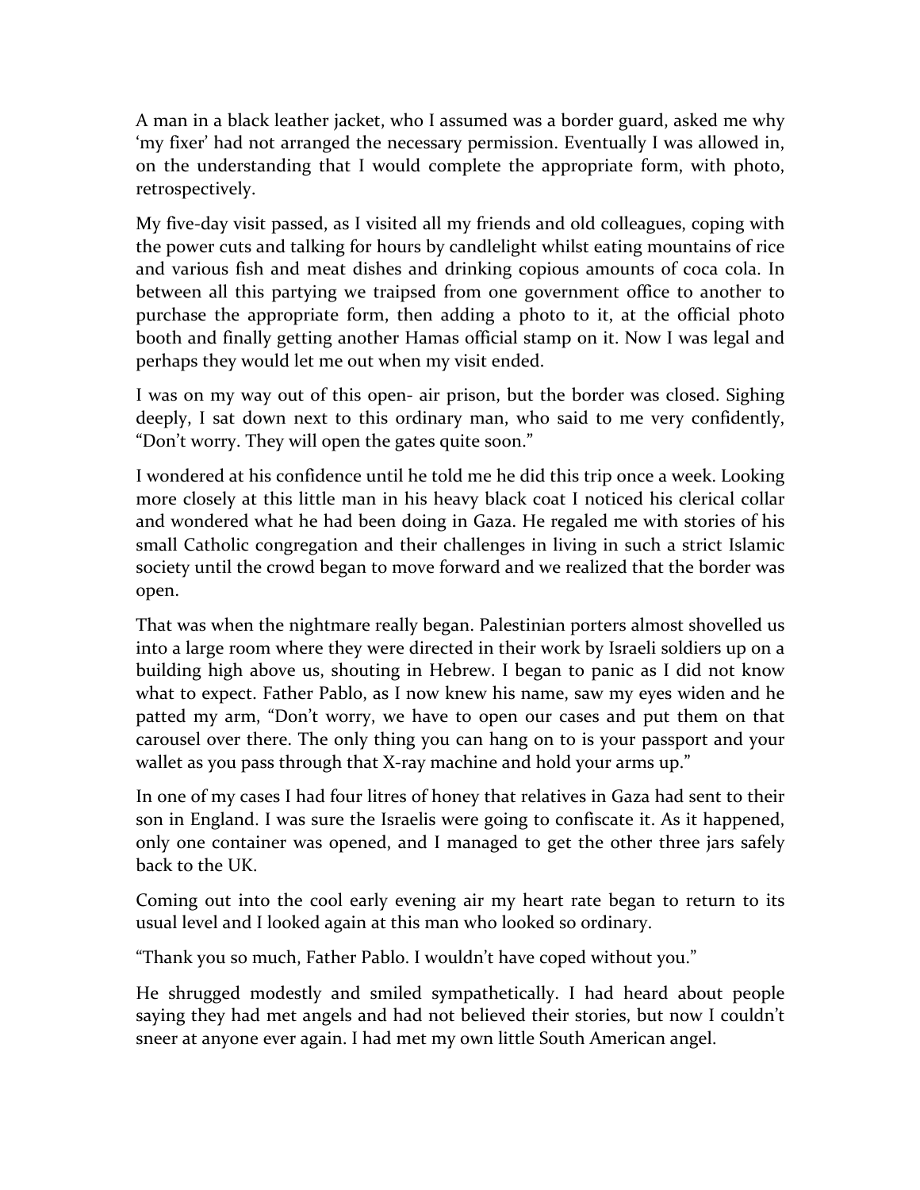A man in a black leather jacket, who I assumed was a border guard, asked me why 'my fixer' had not arranged the necessary permission. Eventually I was allowed in, on the understanding that I would complete the appropriate form, with photo, retrospectively.

My five-day visit passed, as I visited all my friends and old colleagues, coping with the power cuts and talking for hours by candlelight whilst eating mountains of rice and various fish and meat dishes and drinking copious amounts of coca cola. In between all this partying we traipsed from one government office to another to purchase the appropriate form, then adding a photo to it, at the official photo booth and finally getting another Hamas official stamp on it. Now I was legal and perhaps they would let me out when my visit ended.

I was on my way out of this open- air prison, but the border was closed. Sighing deeply, I sat down next to this ordinary man, who said to me very confidently, "Don't worry. They will open the gates quite soon."

I wondered at his confidence until he told me he did this trip once a week. Looking more closely at this little man in his heavy black coat I noticed his clerical collar and wondered what he had been doing in Gaza. He regaled me with stories of his small Catholic congregation and their challenges in living in such a strict Islamic society until the crowd began to move forward and we realized that the border was open.

That was when the nightmare really began. Palestinian porters almost shovelled us into a large room where they were directed in their work by Israeli soldiers up on a building high above us, shouting in Hebrew. I began to panic as I did not know what to expect. Father Pablo, as I now knew his name, saw my eyes widen and he patted my arm, "Don't worry, we have to open our cases and put them on that carousel over there. The only thing you can hang on to is your passport and your wallet as you pass through that X-ray machine and hold your arms up."

In one of my cases I had four litres of honey that relatives in Gaza had sent to their son in England. I was sure the Israelis were going to confiscate it. As it happened, only one container was opened, and I managed to get the other three jars safely back to the UK.

Coming out into the cool early evening air my heart rate began to return to its usual level and I looked again at this man who looked so ordinary.

"Thank you so much, Father Pablo. I wouldn't have coped without you."

He shrugged modestly and smiled sympathetically. I had heard about people saying they had met angels and had not believed their stories, but now I couldn't sneer at anyone ever again. I had met my own little South American angel.